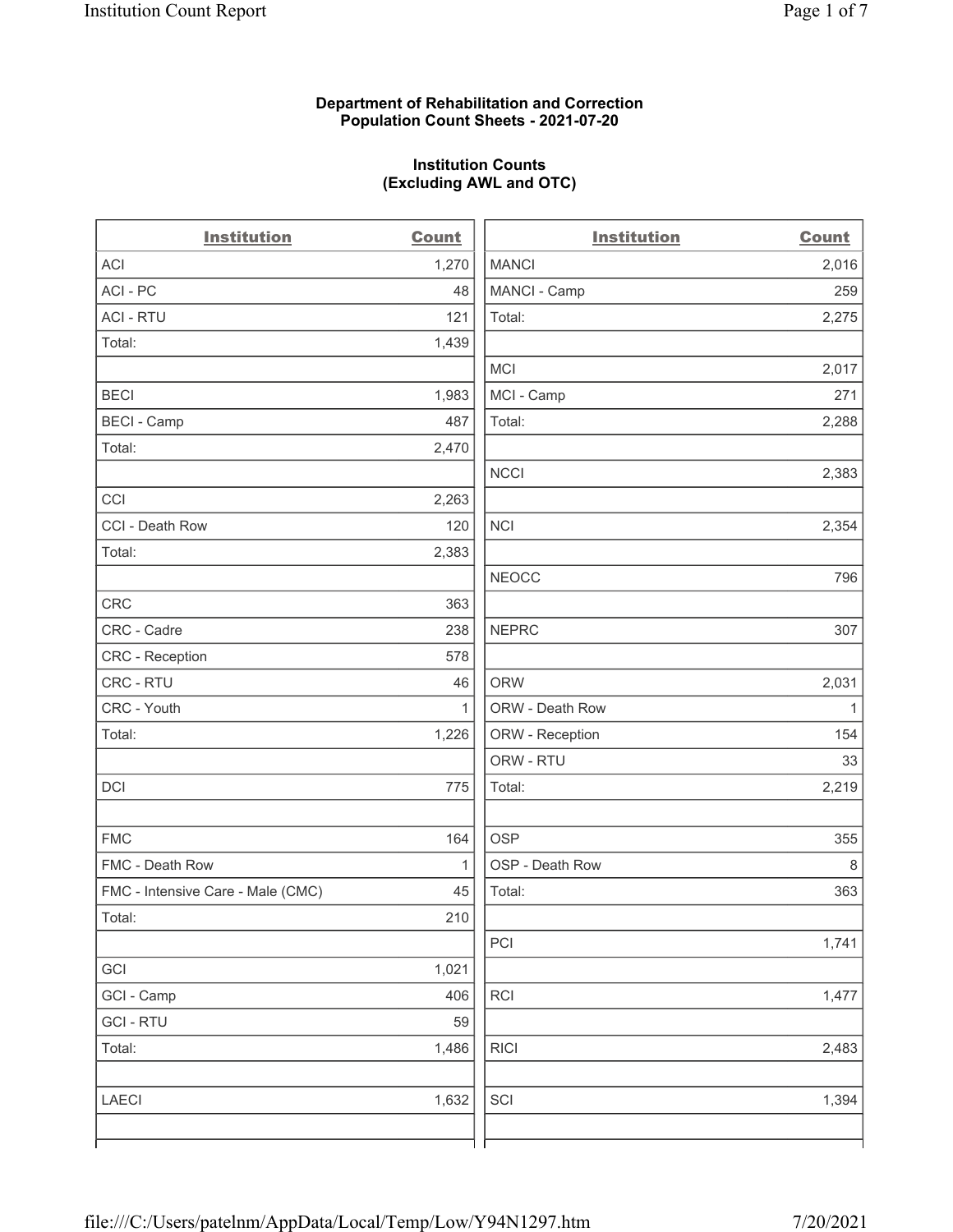**Department of Rehabilitation and Correction**
**Population Count Sheets - 2021-07-20**

**Institution Counts**
**(Excluding AWL and OTC)**

| Institution | Count |
|---|---|
| ACI | 1,270 |
| ACI - PC | 48 |
| ACI - RTU | 121 |
| Total: | 1,439 |
| | |
| BECI | 1,983 |
| BECI - Camp | 487 |
| Total: | 2,470 |
| | |
| CCI | 2,263 |
| CCI - Death Row | 120 |
| Total: | 2,383 |
| | |
| CRC | 363 |
| CRC - Cadre | 238 |
| CRC - Reception | 578 |
| CRC - RTU | 46 |
| CRC - Youth | 1 |
| Total: | 1,226 |
| | |
| DCI | 775 |
| | |
| FMC | 164 |
| FMC - Death Row | 1 |
| FMC - Intensive Care - Male (CMC) | 45 |
| Total: | 210 |
| | |
| GCI | 1,021 |
| GCI - Camp | 406 |
| GCI - RTU | 59 |
| Total: | 1,486 |
| | |
| LAECI | 1,632 |
| | |
| MANCI | 2,016 |
| MANCI - Camp | 259 |
| Total: | 2,275 |
| | |
| MCI | 2,017 |
| MCI - Camp | 271 |
| Total: | 2,288 |
| | |
| NCCI | 2,383 |
| | |
| NCI | 2,354 |
| | |
| NEOCC | 796 |
| | |
| NEPRC | 307 |
| | |
| ORW | 2,031 |
| ORW - Death Row | 1 |
| ORW - Reception | 154 |
| ORW - RTU | 33 |
| Total: | 2,219 |
| | |
| OSP | 355 |
| OSP - Death Row | 8 |
| Total: | 363 |
| | |
| PCI | 1,741 |
| | |
| RCI | 1,477 |
| | |
| RICI | 2,483 |
| | |
| SCI | 1,394 |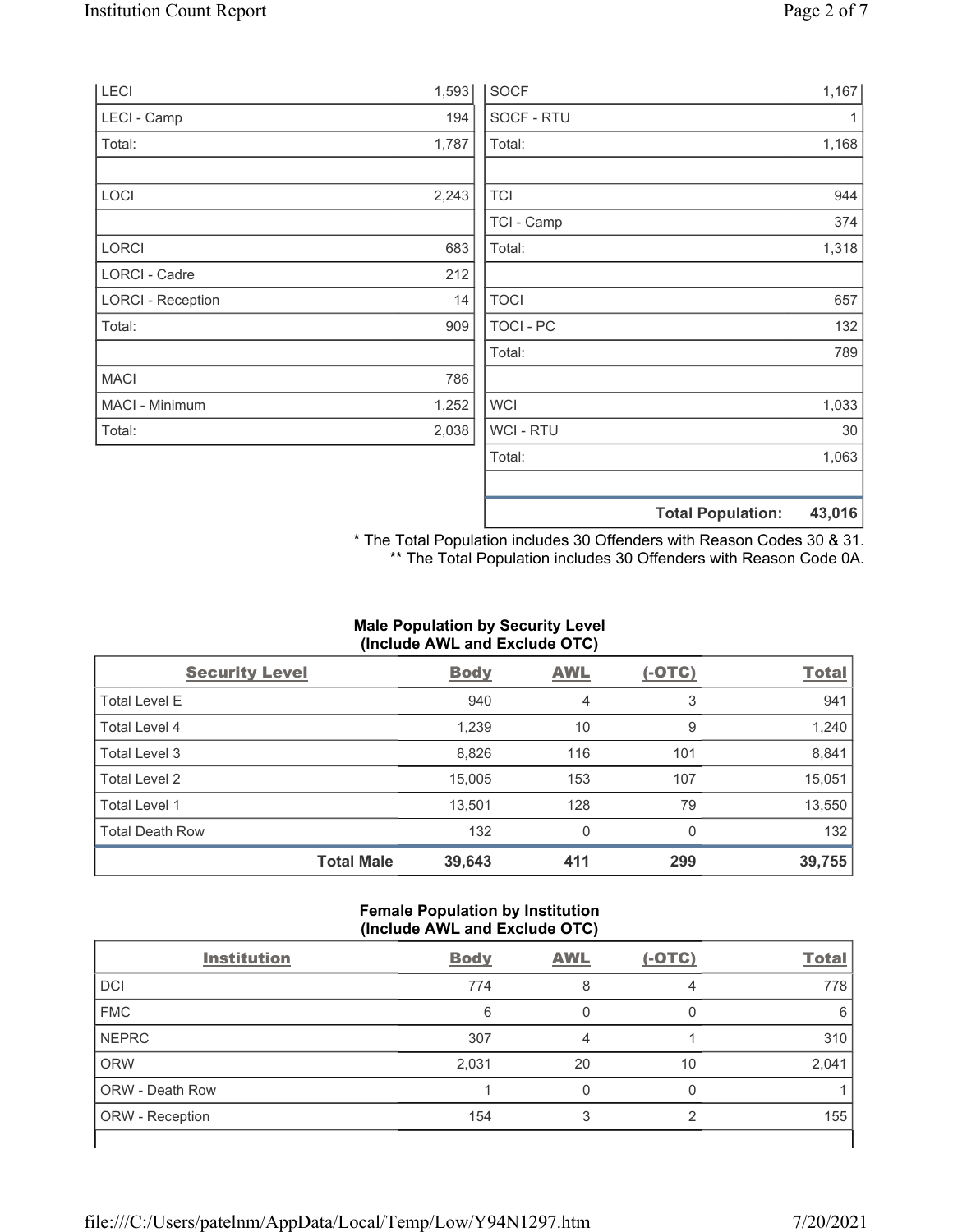| | |
|---|---|
| LECI | 1,593 |
| LECI - Camp | 194 |
| Total: | 1,787 |
| | |
| LOCI | 2,243 |
| | |
| LORCI | 683 |
| LORCI - Cadre | 212 |
| LORCI - Reception | 14 |
| Total: | 909 |
| | |
| MACI | 786 |
| MACI - Minimum | 1,252 |
| Total: | 2,038 |

| | |
|---|---|
| SOCF | 1,167 |
| SOCF - RTU | 1 |
| Total: | 1,168 |
| | |
| TCI | 944 |
| TCI - Camp | 374 |
| Total: | 1,318 |
| | |
| TOCI | 657 |
| TOCI - PC | 132 |
| Total: | 789 |
| | |
| WCI | 1,033 |
| WCI - RTU | 30 |
| Total: | 1,063 |
| | |
| **Total Population:** | **43,016** |

\* The Total Population includes 30 Offenders with Reason Codes 30 & 31.
\*\* The Total Population includes 30 Offenders with Reason Code 0A.

**Male Population by Security Level (Include AWL and Exclude OTC)**

| Security Level | Body | AWL | (-OTC) | Total |
|---|---|---|---|---|
| Total Level E | 940 | 4 | 3 | 941 |
| Total Level 4 | 1,239 | 10 | 9 | 1,240 |
| Total Level 3 | 8,826 | 116 | 101 | 8,841 |
| Total Level 2 | 15,005 | 153 | 107 | 15,051 |
| Total Level 1 | 13,501 | 128 | 79 | 13,550 |
| Total Death Row | 132 | 0 | 0 | 132 |
| **Total Male** | **39,643** | **411** | **299** | **39,755** |

**Female Population by Institution (Include AWL and Exclude OTC)**

| Institution | Body | AWL | (-OTC) | Total |
|---|---|---|---|---|
| DCI | 774 | 8 | 4 | 778 |
| FMC | 6 | 0 | 0 | 6 |
| NEPRC | 307 | 4 | 1 | 310 |
| ORW | 2,031 | 20 | 10 | 2,041 |
| ORW - Death Row | 1 | 0 | 0 | 1 |
| ORW - Reception | 154 | 3 | 2 | 155 |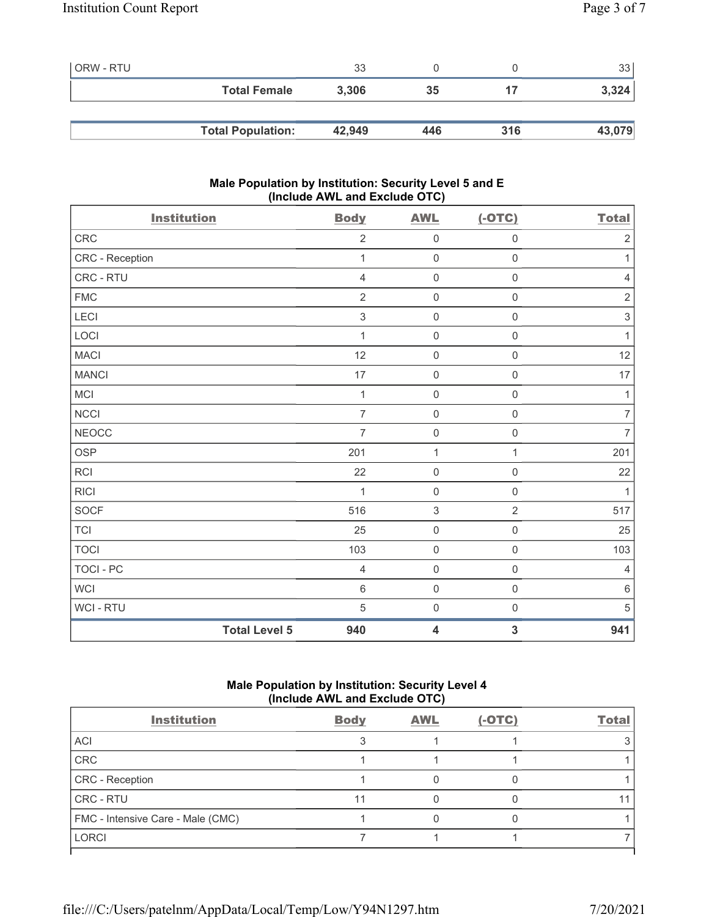| ORW - RTU | 33 | 0 | 0 | 33 |
|---|---|---|---|---|
| **Total Female** | **3,306** | **35** | **17** | **3,324** |
| | | | | |
| **Total Population:** | **42,949** | **446** | **316** | **43,079** |

### Male Population by Institution: Security Level 5 and E (Include AWL and Exclude OTC)

| Institution | Body | AWL | (-OTC) | Total |
|---|---|---|---|---|
| CRC | 2 | 0 | 0 | 2 |
| CRC - Reception | 1 | 0 | 0 | 1 |
| CRC - RTU | 4 | 0 | 0 | 4 |
| FMC | 2 | 0 | 0 | 2 |
| LECI | 3 | 0 | 0 | 3 |
| LOCI | 1 | 0 | 0 | 1 |
| MACI | 12 | 0 | 0 | 12 |
| MANCI | 17 | 0 | 0 | 17 |
| MCI | 1 | 0 | 0 | 1 |
| NCCI | 7 | 0 | 0 | 7 |
| NEOCC | 7 | 0 | 0 | 7 |
| OSP | 201 | 1 | 1 | 201 |
| RCI | 22 | 0 | 0 | 22 |
| RICI | 1 | 0 | 0 | 1 |
| SOCF | 516 | 3 | 2 | 517 |
| TCI | 25 | 0 | 0 | 25 |
| TOCI | 103 | 0 | 0 | 103 |
| TOCI - PC | 4 | 0 | 0 | 4 |
| WCI | 6 | 0 | 0 | 6 |
| WCI - RTU | 5 | 0 | 0 | 5 |
| **Total Level 5** | **940** | **4** | **3** | **941** |

### Male Population by Institution: Security Level 4 (Include AWL and Exclude OTC)

| Institution | Body | AWL | (-OTC) | Total |
|---|---|---|---|---|
| ACI | 3 | 1 | 1 | 3 |
| CRC | 1 | 1 | 1 | 1 |
| CRC - Reception | 1 | 0 | 0 | 1 |
| CRC - RTU | 11 | 0 | 0 | 11 |
| FMC - Intensive Care - Male (CMC) | 1 | 0 | 0 | 1 |
| LORCI | 7 | 1 | 1 | 7 |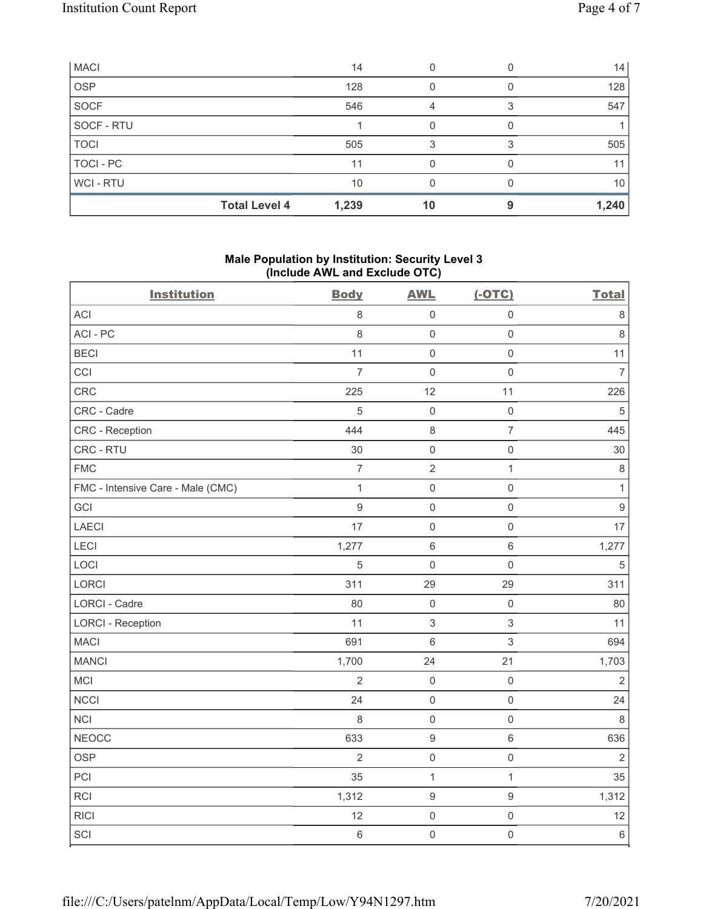| MACI | | 14 | 0 | 0 | 14 |
|---|---|---|---|---|---|
| OSP | | 128 | 0 | 0 | 128 |
| SOCF | | 546 | 4 | 3 | 547 |
| SOCF - RTU | | 1 | 0 | 0 | 1 |
| TOCI | | 505 | 3 | 3 | 505 |
| TOCI - PC | | 11 | 0 | 0 | 11 |
| WCI - RTU | | 10 | 0 | 0 | 10 |
| | **Total Level 4** | **1,239** | **10** | **9** | **1,240** |

### Male Population by Institution: Security Level 3 (Include AWL and Exclude OTC)

| Institution | Body | AWL | (-OTC) | Total |
|---|---|---|---|---|
| ACI | 8 | 0 | 0 | 8 |
| ACI - PC | 8 | 0 | 0 | 8 |
| BECI | 11 | 0 | 0 | 11 |
| CCI | 7 | 0 | 0 | 7 |
| CRC | 225 | 12 | 11 | 226 |
| CRC - Cadre | 5 | 0 | 0 | 5 |
| CRC - Reception | 444 | 8 | 7 | 445 |
| CRC - RTU | 30 | 0 | 0 | 30 |
| FMC | 7 | 2 | 1 | 8 |
| FMC - Intensive Care - Male (CMC) | 1 | 0 | 0 | 1 |
| GCI | 9 | 0 | 0 | 9 |
| LAECI | 17 | 0 | 0 | 17 |
| LECI | 1,277 | 6 | 6 | 1,277 |
| LOCI | 5 | 0 | 0 | 5 |
| LORCI | 311 | 29 | 29 | 311 |
| LORCI - Cadre | 80 | 0 | 0 | 80 |
| LORCI - Reception | 11 | 3 | 3 | 11 |
| MACI | 691 | 6 | 3 | 694 |
| MANCI | 1,700 | 24 | 21 | 1,703 |
| MCI | 2 | 0 | 0 | 2 |
| NCCI | 24 | 0 | 0 | 24 |
| NCI | 8 | 0 | 0 | 8 |
| NEOCC | 633 | 9 | 6 | 636 |
| OSP | 2 | 0 | 0 | 2 |
| PCI | 35 | 1 | 1 | 35 |
| RCI | 1,312 | 9 | 9 | 1,312 |
| RICI | 12 | 0 | 0 | 12 |
| SCI | 6 | 0 | 0 | 6 |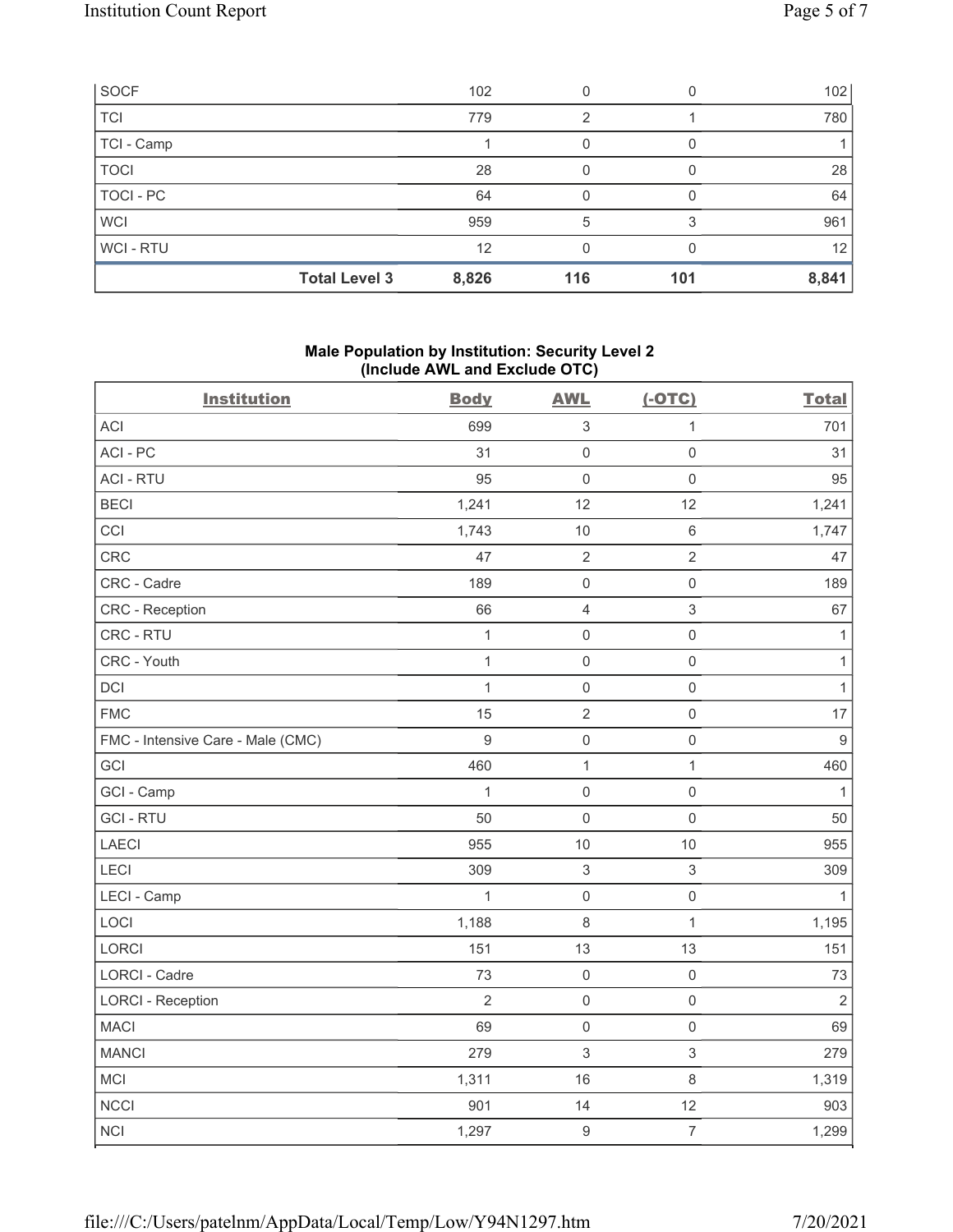| SOCF | 102 | 0 | 0 | 102 |
|---|---|---|---|---|
| TCI | 779 | 2 | 1 | 780 |
| TCI - Camp | 1 | 0 | 0 | 1 |
| TOCI | 28 | 0 | 0 | 28 |
| TOCI - PC | 64 | 0 | 0 | 64 |
| WCI | 959 | 5 | 3 | 961 |
| WCI - RTU | 12 | 0 | 0 | 12 |
| **Total Level 3** | **8,826** | **116** | **101** | **8,841** |

**Male Population by Institution: Security Level 2 (Include AWL and Exclude OTC)**

| Institution | Body | AWL | (-OTC) | Total |
|---|---|---|---|---|
| ACI | 699 | 3 | 1 | 701 |
| ACI - PC | 31 | 0 | 0 | 31 |
| ACI - RTU | 95 | 0 | 0 | 95 |
| BECI | 1,241 | 12 | 12 | 1,241 |
| CCI | 1,743 | 10 | 6 | 1,747 |
| CRC | 47 | 2 | 2 | 47 |
| CRC - Cadre | 189 | 0 | 0 | 189 |
| CRC - Reception | 66 | 4 | 3 | 67 |
| CRC - RTU | 1 | 0 | 0 | 1 |
| CRC - Youth | 1 | 0 | 0 | 1 |
| DCI | 1 | 0 | 0 | 1 |
| FMC | 15 | 2 | 0 | 17 |
| FMC - Intensive Care - Male (CMC) | 9 | 0 | 0 | 9 |
| GCI | 460 | 1 | 1 | 460 |
| GCI - Camp | 1 | 0 | 0 | 1 |
| GCI - RTU | 50 | 0 | 0 | 50 |
| LAECI | 955 | 10 | 10 | 955 |
| LECI | 309 | 3 | 3 | 309 |
| LECI - Camp | 1 | 0 | 0 | 1 |
| LOCI | 1,188 | 8 | 1 | 1,195 |
| LORCI | 151 | 13 | 13 | 151 |
| LORCI - Cadre | 73 | 0 | 0 | 73 |
| LORCI - Reception | 2 | 0 | 0 | 2 |
| MACI | 69 | 0 | 0 | 69 |
| MANCI | 279 | 3 | 3 | 279 |
| MCI | 1,311 | 16 | 8 | 1,319 |
| NCCI | 901 | 14 | 12 | 903 |
| NCI | 1,297 | 9 | 7 | 1,299 |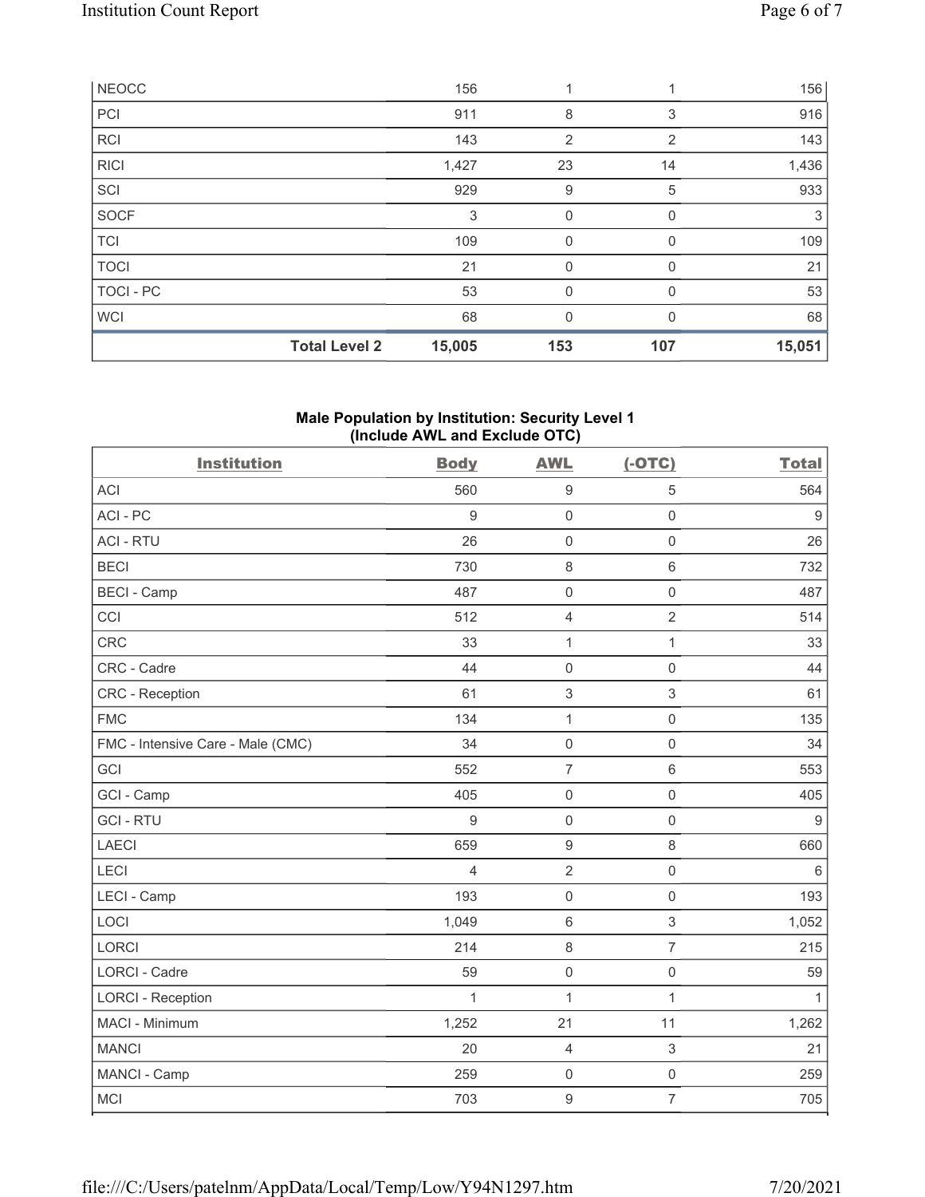| NEOCC | 156 | 1 | 1 | 156 |
|---|---|---|---|---|
| PCI | 911 | 8 | 3 | 916 |
| RCI | 143 | 2 | 2 | 143 |
| RICI | 1,427 | 23 | 14 | 1,436 |
| SCI | 929 | 9 | 5 | 933 |
| SOCF | 3 | 0 | 0 | 3 |
| TCI | 109 | 0 | 0 | 109 |
| TOCI | 21 | 0 | 0 | 21 |
| TOCI - PC | 53 | 0 | 0 | 53 |
| WCI | 68 | 0 | 0 | 68 |
| **Total Level 2** | 15,005 | 153 | 107 | 15,051 |

**Male Population by Institution: Security Level 1 (Include AWL and Exclude OTC)**

| Institution | Body | AWL | (-OTC) | Total |
|---|---|---|---|---|
| ACI | 560 | 9 | 5 | 564 |
| ACI - PC | 9 | 0 | 0 | 9 |
| ACI - RTU | 26 | 0 | 0 | 26 |
| BECI | 730 | 8 | 6 | 732 |
| BECI - Camp | 487 | 0 | 0 | 487 |
| CCI | 512 | 4 | 2 | 514 |
| CRC | 33 | 1 | 1 | 33 |
| CRC - Cadre | 44 | 0 | 0 | 44 |
| CRC - Reception | 61 | 3 | 3 | 61 |
| FMC | 134 | 1 | 0 | 135 |
| FMC - Intensive Care - Male (CMC) | 34 | 0 | 0 | 34 |
| GCI | 552 | 7 | 6 | 553 |
| GCI - Camp | 405 | 0 | 0 | 405 |
| GCI - RTU | 9 | 0 | 0 | 9 |
| LAECI | 659 | 9 | 8 | 660 |
| LECI | 4 | 2 | 0 | 6 |
| LECI - Camp | 193 | 0 | 0 | 193 |
| LOCI | 1,049 | 6 | 3 | 1,052 |
| LORCI | 214 | 8 | 7 | 215 |
| LORCI - Cadre | 59 | 0 | 0 | 59 |
| LORCI - Reception | 1 | 1 | 1 | 1 |
| MACI - Minimum | 1,252 | 21 | 11 | 1,262 |
| MANCI | 20 | 4 | 3 | 21 |
| MANCI - Camp | 259 | 0 | 0 | 259 |
| MCI | 703 | 9 | 7 | 705 |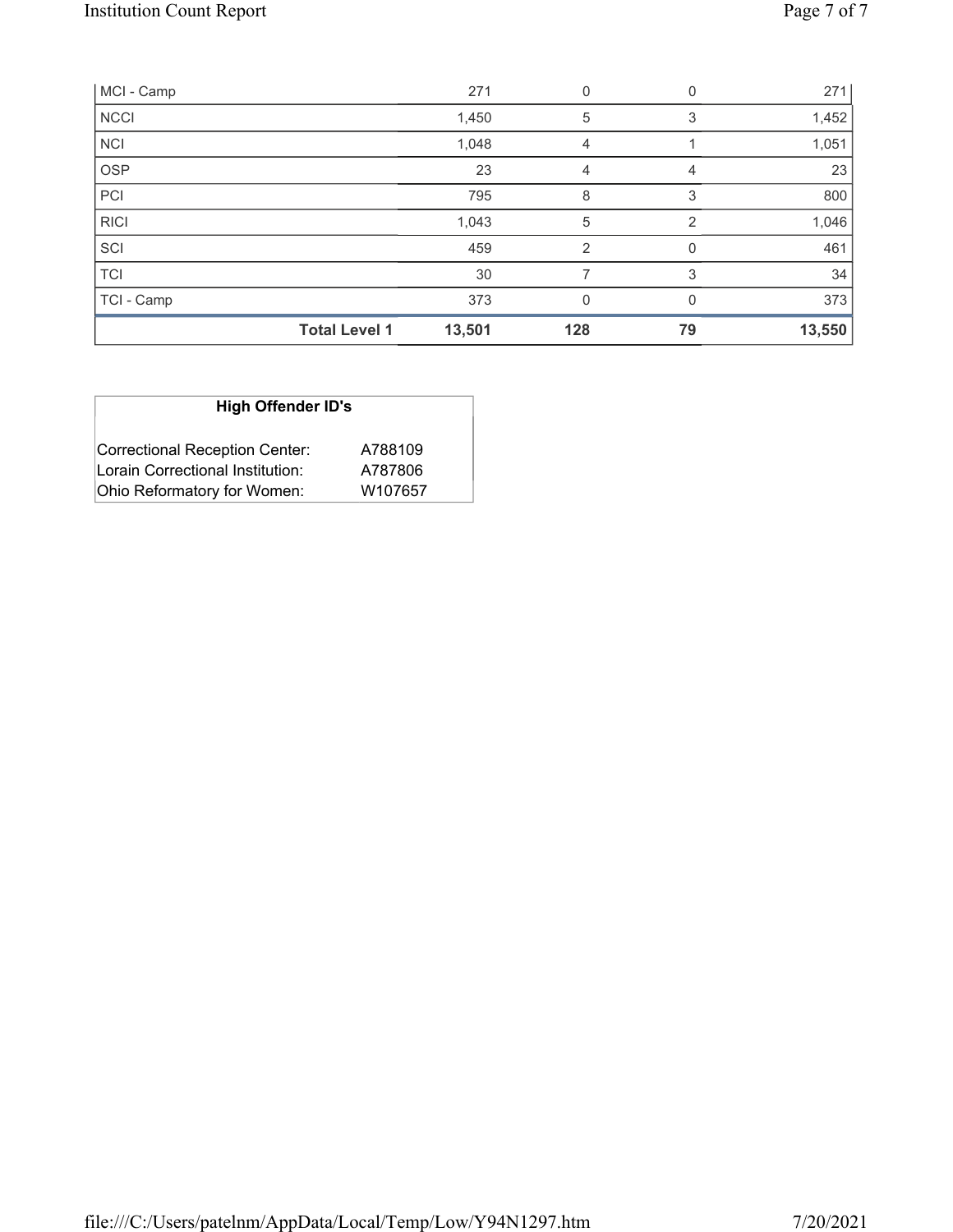| | | | | |
|---|---|---|---|---|
| MCI - Camp | 271 | 0 | 0 | 271 |
| NCCI | 1,450 | 5 | 3 | 1,452 |
| NCI | 1,048 | 4 | 1 | 1,051 |
| OSP | 23 | 4 | 4 | 23 |
| PCI | 795 | 8 | 3 | 800 |
| RICI | 1,043 | 5 | 2 | 1,046 |
| SCI | 459 | 2 | 0 | 461 |
| TCI | 30 | 7 | 3 | 34 |
| TCI - Camp | 373 | 0 | 0 | 373 |
| **Total Level 1** | **13,501** | **128** | **79** | **13,550** |

| High Offender ID's | |
|---|---|
| Correctional Reception Center: | A788109 |
| Lorain Correctional Institution: | A787806 |
| Ohio Reformatory for Women: | W107657 |